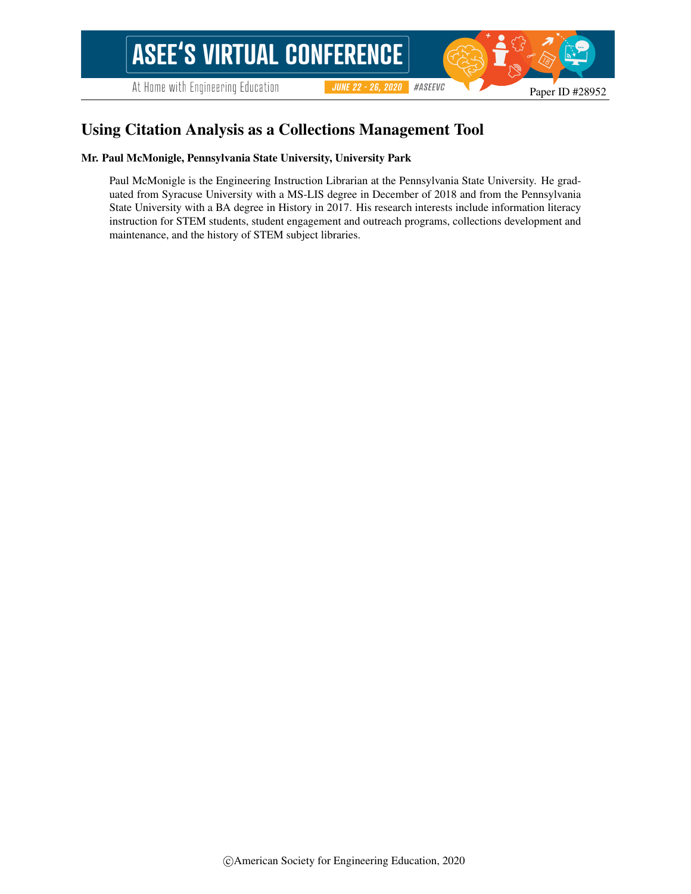# Using Citation Analysis as a Collections Management Tool

**Mr. Paul McMonigle, Pennsylvania State University, University Park**

Paul McMonigle is the Engineering Instruction Librarian at the Pennsylvania State University. He graduated from Syracuse University with a MS-LIS degree in December of 2018 and from the Pennsylvania State University with a BA degree in History in 2017. His research interests include information literacy instruction for STEM students, student engagement and outreach programs, collections development and maintenance, and the history of STEM subject libraries.

©American Society for Engineering Education, 2020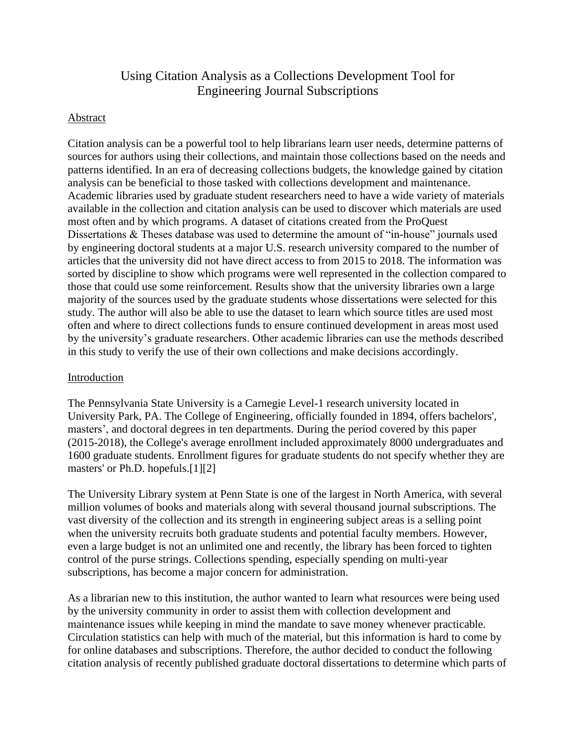# Using Citation Analysis as a Collections Development Tool for Engineering Journal Subscriptions

## Abstract

Citation analysis can be a powerful tool to help librarians learn user needs, determine patterns of sources for authors using their collections, and maintain those collections based on the needs and patterns identified. In an era of decreasing collections budgets, the knowledge gained by citation analysis can be beneficial to those tasked with collections development and maintenance. Academic libraries used by graduate student researchers need to have a wide variety of materials available in the collection and citation analysis can be used to discover which materials are used most often and by which programs. A dataset of citations created from the ProQuest Dissertations & Theses database was used to determine the amount of "in-house" journals used by engineering doctoral students at a major U.S. research university compared to the number of articles that the university did not have direct access to from 2015 to 2018. The information was sorted by discipline to show which programs were well represented in the collection compared to those that could use some reinforcement. Results show that the university libraries own a large majority of the sources used by the graduate students whose dissertations were selected for this study. The author will also be able to use the dataset to learn which source titles are used most often and where to direct collections funds to ensure continued development in areas most used by the university's graduate researchers. Other academic libraries can use the methods described in this study to verify the use of their own collections and make decisions accordingly.

## Introduction

The Pennsylvania State University is a Carnegie Level-1 research university located in University Park, PA. The College of Engineering, officially founded in 1894, offers bachelors', masters', and doctoral degrees in ten departments. During the period covered by this paper (2015-2018), the College's average enrollment included approximately 8000 undergraduates and 1600 graduate students. Enrollment figures for graduate students do not specify whether they are masters' or Ph.D. hopefuls.[1][2]

The University Library system at Penn State is one of the largest in North America, with several million volumes of books and materials along with several thousand journal subscriptions. The vast diversity of the collection and its strength in engineering subject areas is a selling point when the university recruits both graduate students and potential faculty members. However, even a large budget is not an unlimited one and recently, the library has been forced to tighten control of the purse strings. Collections spending, especially spending on multi-year subscriptions, has become a major concern for administration.

As a librarian new to this institution, the author wanted to learn what resources were being used by the university community in order to assist them with collection development and maintenance issues while keeping in mind the mandate to save money whenever practicable. Circulation statistics can help with much of the material, but this information is hard to come by for online databases and subscriptions. Therefore, the author decided to conduct the following citation analysis of recently published graduate doctoral dissertations to determine which parts of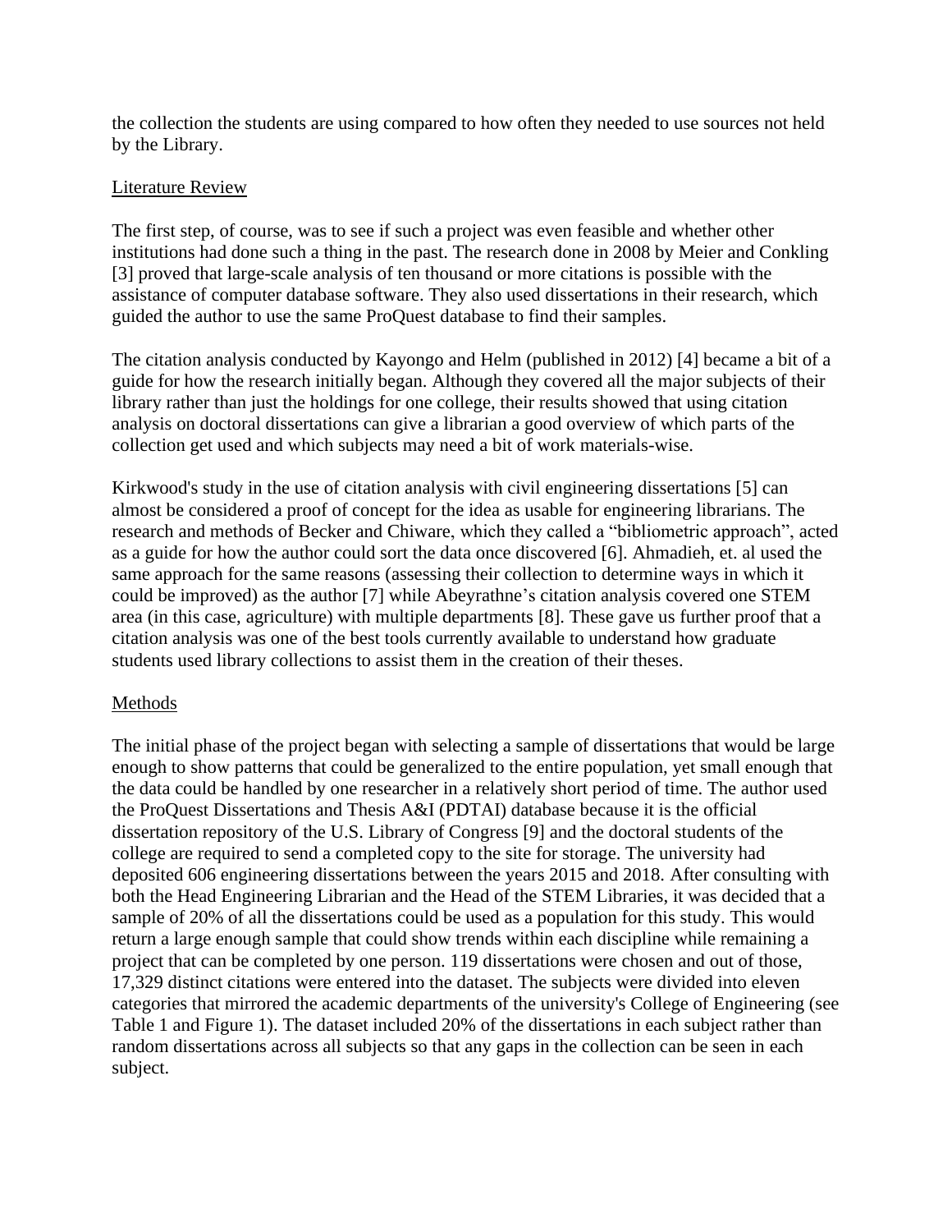the collection the students are using compared to how often they needed to use sources not held by the Library.

## Literature Review

The first step, of course, was to see if such a project was even feasible and whether other institutions had done such a thing in the past. The research done in 2008 by Meier and Conkling [3] proved that large-scale analysis of ten thousand or more citations is possible with the assistance of computer database software. They also used dissertations in their research, which guided the author to use the same ProQuest database to find their samples.

The citation analysis conducted by Kayongo and Helm (published in 2012) [4] became a bit of a guide for how the research initially began. Although they covered all the major subjects of their library rather than just the holdings for one college, their results showed that using citation analysis on doctoral dissertations can give a librarian a good overview of which parts of the collection get used and which subjects may need a bit of work materials-wise.

Kirkwood's study in the use of citation analysis with civil engineering dissertations [5] can almost be considered a proof of concept for the idea as usable for engineering librarians. The research and methods of Becker and Chiware, which they called a "bibliometric approach", acted as a guide for how the author could sort the data once discovered [6]. Ahmadieh, et. al used the same approach for the same reasons (assessing their collection to determine ways in which it could be improved) as the author [7] while Abeyrathne's citation analysis covered one STEM area (in this case, agriculture) with multiple departments [8]. These gave us further proof that a citation analysis was one of the best tools currently available to understand how graduate students used library collections to assist them in the creation of their theses.

## Methods

The initial phase of the project began with selecting a sample of dissertations that would be large enough to show patterns that could be generalized to the entire population, yet small enough that the data could be handled by one researcher in a relatively short period of time. The author used the ProQuest Dissertations and Thesis A&I (PDTAI) database because it is the official dissertation repository of the U.S. Library of Congress [9] and the doctoral students of the college are required to send a completed copy to the site for storage. The university had deposited 606 engineering dissertations between the years 2015 and 2018. After consulting with both the Head Engineering Librarian and the Head of the STEM Libraries, it was decided that a sample of 20% of all the dissertations could be used as a population for this study. This would return a large enough sample that could show trends within each discipline while remaining a project that can be completed by one person. 119 dissertations were chosen and out of those, 17,329 distinct citations were entered into the dataset. The subjects were divided into eleven categories that mirrored the academic departments of the university's College of Engineering (see Table 1 and Figure 1). The dataset included 20% of the dissertations in each subject rather than random dissertations across all subjects so that any gaps in the collection can be seen in each subject.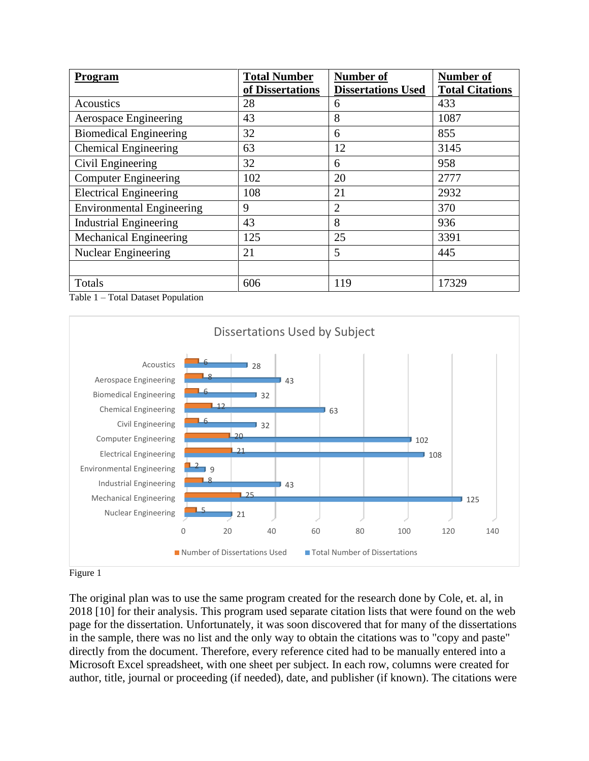| Program | Total Number of Dissertations | Number of Dissertations Used | Number of Total Citations |
|---|---|---|---|
| Acoustics | 28 | 6 | 433 |
| Aerospace Engineering | 43 | 8 | 1087 |
| Biomedical Engineering | 32 | 6 | 855 |
| Chemical Engineering | 63 | 12 | 3145 |
| Civil Engineering | 32 | 6 | 958 |
| Computer Engineering | 102 | 20 | 2777 |
| Electrical Engineering | 108 | 21 | 2932 |
| Environmental Engineering | 9 | 2 | 370 |
| Industrial Engineering | 43 | 8 | 936 |
| Mechanical Engineering | 125 | 25 | 3391 |
| Nuclear Engineering | 21 | 5 | 445 |
| | | | |
| Totals | 606 | 119 | 17329 |

Table 1 – Total Dataset Population

Figure 1

The original plan was to use the same program created for the research done by Cole, et. al, in 2018 [10] for their analysis. This program used separate citation lists that were found on the web page for the dissertation. Unfortunately, it was soon discovered that for many of the dissertations in the sample, there was no list and the only way to obtain the citations was to "copy and paste" directly from the document. Therefore, every reference cited had to be manually entered into a Microsoft Excel spreadsheet, with one sheet per subject. In each row, columns were created for author, title, journal or proceeding (if needed), date, and publisher (if known). The citations were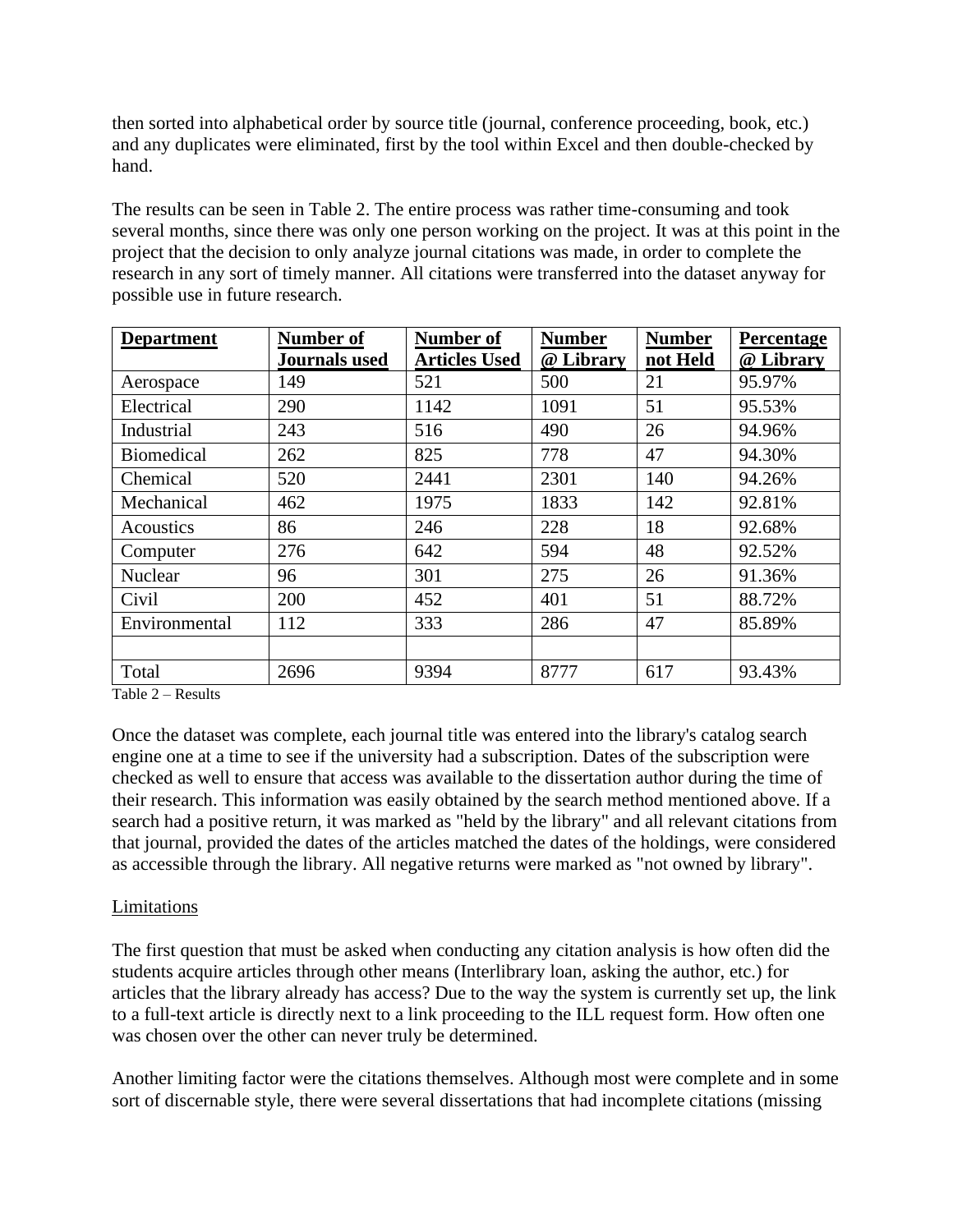then sorted into alphabetical order by source title (journal, conference proceeding, book, etc.) and any duplicates were eliminated, first by the tool within Excel and then double-checked by hand.

The results can be seen in Table 2. The entire process was rather time-consuming and took several months, since there was only one person working on the project. It was at this point in the project that the decision to only analyze journal citations was made, in order to complete the research in any sort of timely manner. All citations were transferred into the dataset anyway for possible use in future research.

| **Department** | **Number of Journals used** | **Number of Articles Used** | **Number @ Library** | **Number not Held** | **Percentage @ Library** |
|---|---|---|---|---|---|
| Aerospace | 149 | 521 | 500 | 21 | 95.97% |
| Electrical | 290 | 1142 | 1091 | 51 | 95.53% |
| Industrial | 243 | 516 | 490 | 26 | 94.96% |
| Biomedical | 262 | 825 | 778 | 47 | 94.30% |
| Chemical | 520 | 2441 | 2301 | 140 | 94.26% |
| Mechanical | 462 | 1975 | 1833 | 142 | 92.81% |
| Acoustics | 86 | 246 | 228 | 18 | 92.68% |
| Computer | 276 | 642 | 594 | 48 | 92.52% |
| Nuclear | 96 | 301 | 275 | 26 | 91.36% |
| Civil | 200 | 452 | 401 | 51 | 88.72% |
| Environmental | 112 | 333 | 286 | 47 | 85.89% |
| | | | | | |
| Total | 2696 | 9394 | 8777 | 617 | 93.43% |

Table 2 – Results

Once the dataset was complete, each journal title was entered into the library's catalog search engine one at a time to see if the university had a subscription. Dates of the subscription were checked as well to ensure that access was available to the dissertation author during the time of their research. This information was easily obtained by the search method mentioned above. If a search had a positive return, it was marked as "held by the library" and all relevant citations from that journal, provided the dates of the articles matched the dates of the holdings, were considered as accessible through the library. All negative returns were marked as "not owned by library".

## Limitations

The first question that must be asked when conducting any citation analysis is how often did the students acquire articles through other means (Interlibrary loan, asking the author, etc.) for articles that the library already has access? Due to the way the system is currently set up, the link to a full-text article is directly next to a link proceeding to the ILL request form. How often one was chosen over the other can never truly be determined.

Another limiting factor were the citations themselves. Although most were complete and in some sort of discernable style, there were several dissertations that had incomplete citations (missing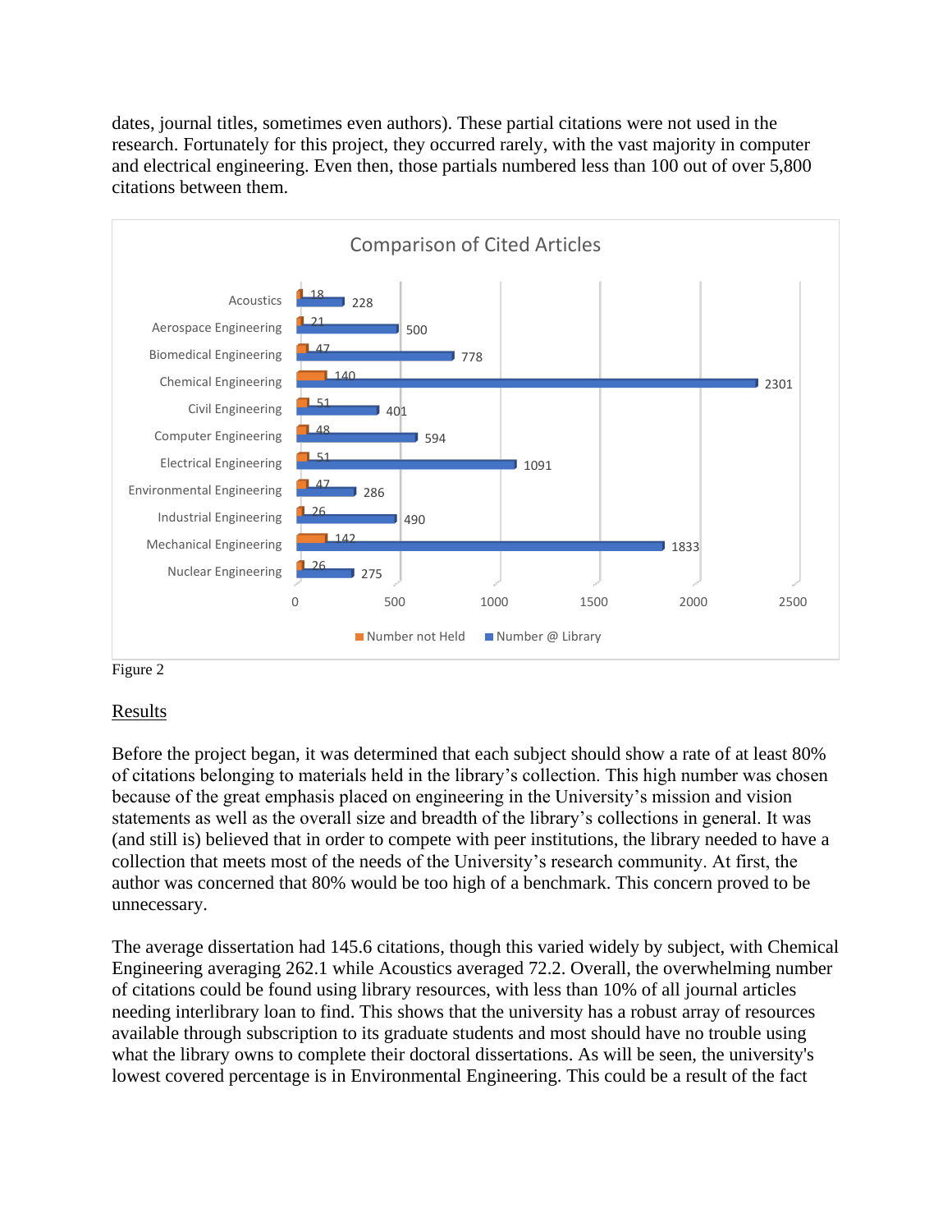dates, journal titles, sometimes even authors). These partial citations were not used in the research. Fortunately for this project, they occurred rarely, with the vast majority in computer and electrical engineering. Even then, those partials numbered less than 100 out of over 5,800 citations between them.

**Comparison of Cited Articles**

| Subject | Number not Held | Number @ Library |
|---|---|---|
| Acoustics | 18 | 228 |
| Aerospace Engineering | 21 | 500 |
| Biomedical Engineering | 47 | 778 |
| Chemical Engineering | 140 | 2301 |
| Civil Engineering | 51 | 401 |
| Computer Engineering | 48 | 594 |
| Electrical Engineering | 51 | 1091 |
| Environmental Engineering | 47 | 286 |
| Industrial Engineering | 26 | 490 |
| Mechanical Engineering | 142 | 1833 |
| Nuclear Engineering | 26 | 275 |

Figure 2

## Results

Before the project began, it was determined that each subject should show a rate of at least 80% of citations belonging to materials held in the library's collection. This high number was chosen because of the great emphasis placed on engineering in the University's mission and vision statements as well as the overall size and breadth of the library's collections in general. It was (and still is) believed that in order to compete with peer institutions, the library needed to have a collection that meets most of the needs of the University's research community. At first, the author was concerned that 80% would be too high of a benchmark. This concern proved to be unnecessary.

The average dissertation had 145.6 citations, though this varied widely by subject, with Chemical Engineering averaging 262.1 while Acoustics averaged 72.2. Overall, the overwhelming number of citations could be found using library resources, with less than 10% of all journal articles needing interlibrary loan to find. This shows that the university has a robust array of resources available through subscription to its graduate students and most should have no trouble using what the library owns to complete their doctoral dissertations. As will be seen, the university's lowest covered percentage is in Environmental Engineering. This could be a result of the fact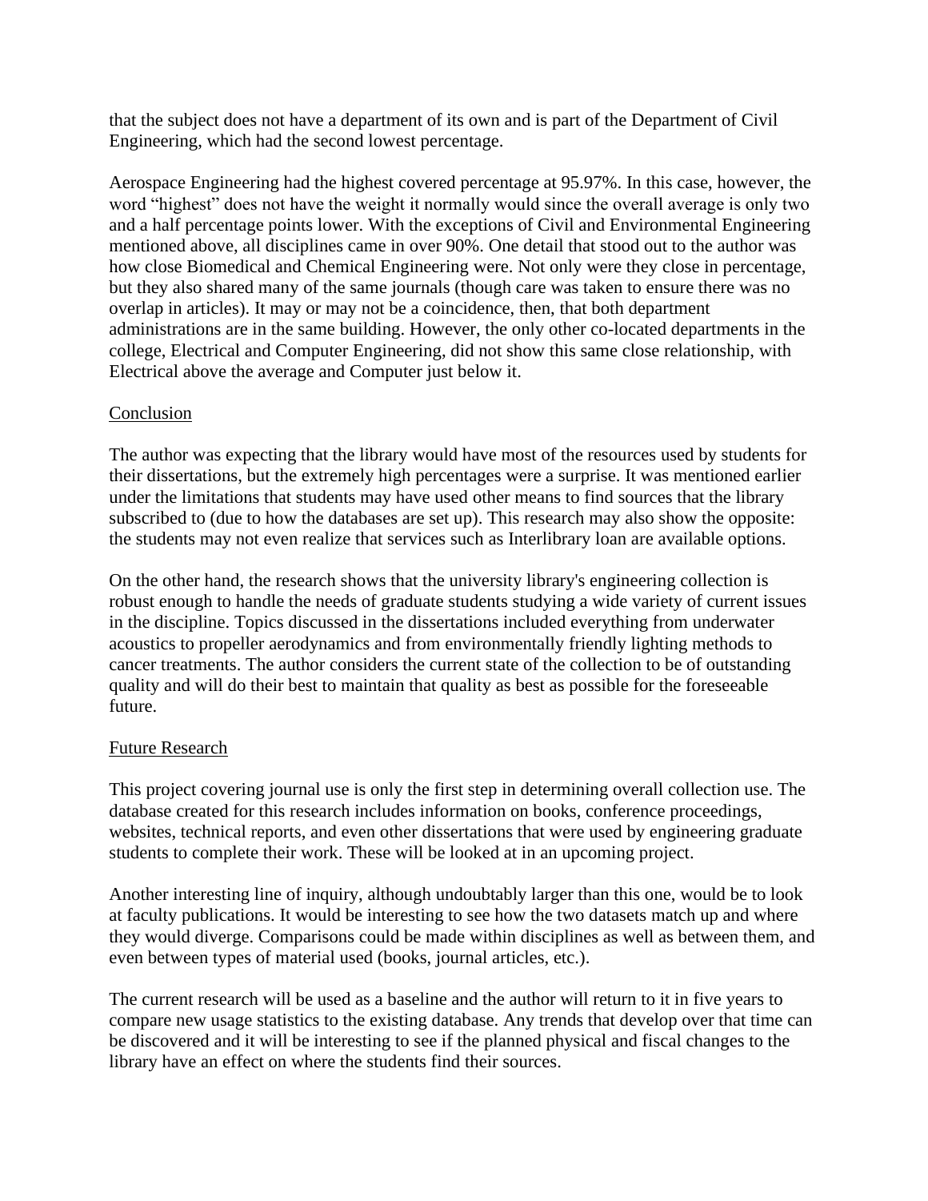that the subject does not have a department of its own and is part of the Department of Civil Engineering, which had the second lowest percentage.

Aerospace Engineering had the highest covered percentage at 95.97%. In this case, however, the word "highest" does not have the weight it normally would since the overall average is only two and a half percentage points lower. With the exceptions of Civil and Environmental Engineering mentioned above, all disciplines came in over 90%. One detail that stood out to the author was how close Biomedical and Chemical Engineering were. Not only were they close in percentage, but they also shared many of the same journals (though care was taken to ensure there was no overlap in articles). It may or may not be a coincidence, then, that both department administrations are in the same building. However, the only other co-located departments in the college, Electrical and Computer Engineering, did not show this same close relationship, with Electrical above the average and Computer just below it.

## Conclusion

The author was expecting that the library would have most of the resources used by students for their dissertations, but the extremely high percentages were a surprise. It was mentioned earlier under the limitations that students may have used other means to find sources that the library subscribed to (due to how the databases are set up). This research may also show the opposite: the students may not even realize that services such as Interlibrary loan are available options.

On the other hand, the research shows that the university library's engineering collection is robust enough to handle the needs of graduate students studying a wide variety of current issues in the discipline. Topics discussed in the dissertations included everything from underwater acoustics to propeller aerodynamics and from environmentally friendly lighting methods to cancer treatments. The author considers the current state of the collection to be of outstanding quality and will do their best to maintain that quality as best as possible for the foreseeable future.

## Future Research

This project covering journal use is only the first step in determining overall collection use. The database created for this research includes information on books, conference proceedings, websites, technical reports, and even other dissertations that were used by engineering graduate students to complete their work. These will be looked at in an upcoming project.

Another interesting line of inquiry, although undoubtably larger than this one, would be to look at faculty publications. It would be interesting to see how the two datasets match up and where they would diverge. Comparisons could be made within disciplines as well as between them, and even between types of material used (books, journal articles, etc.).

The current research will be used as a baseline and the author will return to it in five years to compare new usage statistics to the existing database. Any trends that develop over that time can be discovered and it will be interesting to see if the planned physical and fiscal changes to the library have an effect on where the students find their sources.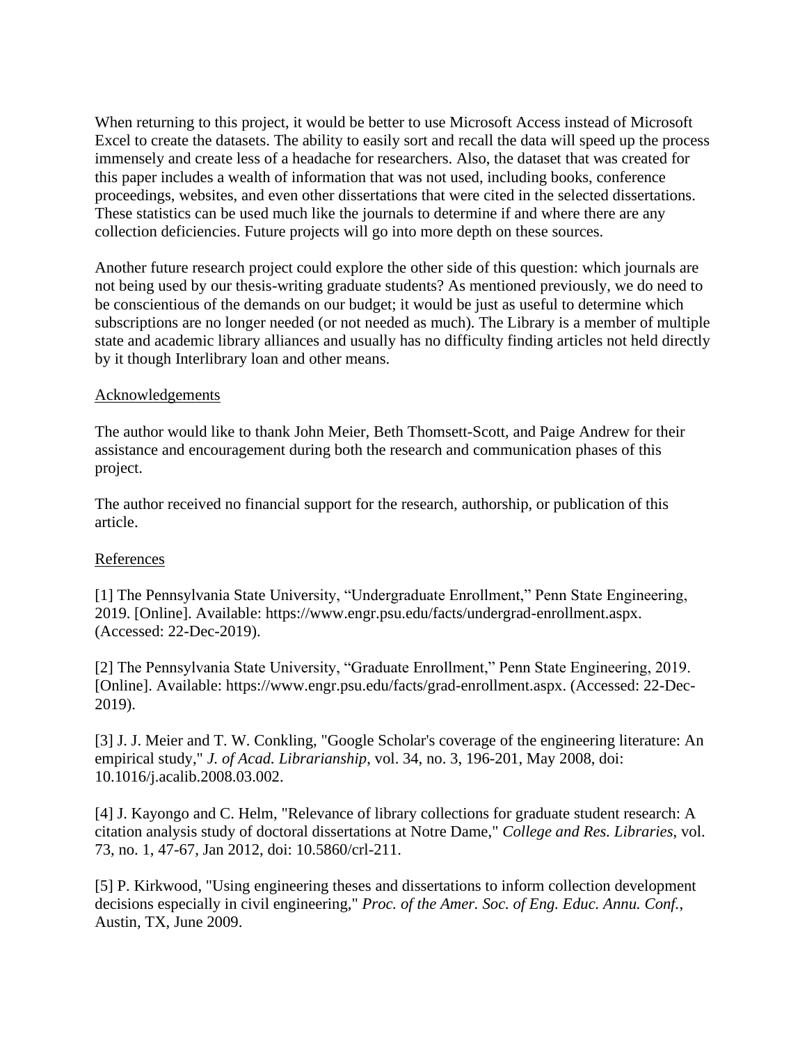When returning to this project, it would be better to use Microsoft Access instead of Microsoft Excel to create the datasets. The ability to easily sort and recall the data will speed up the process immensely and create less of a headache for researchers. Also, the dataset that was created for this paper includes a wealth of information that was not used, including books, conference proceedings, websites, and even other dissertations that were cited in the selected dissertations. These statistics can be used much like the journals to determine if and where there are any collection deficiencies. Future projects will go into more depth on these sources.

Another future research project could explore the other side of this question: which journals are not being used by our thesis-writing graduate students? As mentioned previously, we do need to be conscientious of the demands on our budget; it would be just as useful to determine which subscriptions are no longer needed (or not needed as much). The Library is a member of multiple state and academic library alliances and usually has no difficulty finding articles not held directly by it though Interlibrary loan and other means.

## Acknowledgements

The author would like to thank John Meier, Beth Thomsett-Scott, and Paige Andrew for their assistance and encouragement during both the research and communication phases of this project.

The author received no financial support for the research, authorship, or publication of this article.

## References

[1] The Pennsylvania State University, "Undergraduate Enrollment," Penn State Engineering, 2019. [Online]. Available: https://www.engr.psu.edu/facts/undergrad-enrollment.aspx. (Accessed: 22-Dec-2019).

[2] The Pennsylvania State University, "Graduate Enrollment," Penn State Engineering, 2019. [Online]. Available: https://www.engr.psu.edu/facts/grad-enrollment.aspx. (Accessed: 22-Dec-2019).

[3] J. J. Meier and T. W. Conkling, "Google Scholar's coverage of the engineering literature: An empirical study," *J. of Acad. Librarianship*, vol. 34, no. 3, 196-201, May 2008, doi: 10.1016/j.acalib.2008.03.002.

[4] J. Kayongo and C. Helm, "Relevance of library collections for graduate student research: A citation analysis study of doctoral dissertations at Notre Dame," *College and Res. Libraries*, vol. 73, no. 1, 47-67, Jan 2012, doi: 10.5860/crl-211.

[5] P. Kirkwood, "Using engineering theses and dissertations to inform collection development decisions especially in civil engineering," *Proc. of the Amer. Soc. of Eng. Educ. Annu. Conf.*, Austin, TX, June 2009.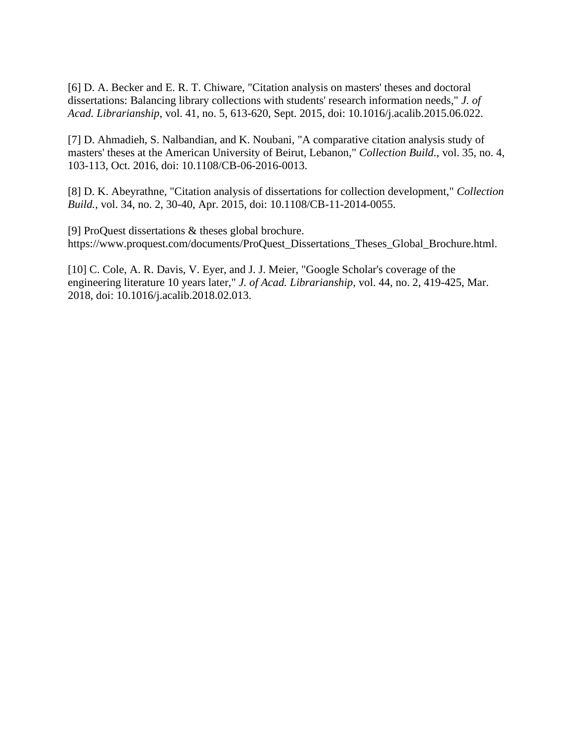[6] D. A. Becker and E. R. T. Chiware, "Citation analysis on masters' theses and doctoral dissertations: Balancing library collections with students' research information needs," *J. of Acad. Librarianship*, vol. 41, no. 5, 613-620, Sept. 2015, doi: 10.1016/j.acalib.2015.06.022.

[7] D. Ahmadieh, S. Nalbandian, and K. Noubani, "A comparative citation analysis study of masters' theses at the American University of Beirut, Lebanon," *Collection Build.*, vol. 35, no. 4, 103-113, Oct. 2016, doi: 10.1108/CB-06-2016-0013.

[8] D. K. Abeyrathne, "Citation analysis of dissertations for collection development," *Collection Build.*, vol. 34, no. 2, 30-40, Apr. 2015, doi: 10.1108/CB-11-2014-0055.

[9] ProQuest dissertations & theses global brochure. https://www.proquest.com/documents/ProQuest_Dissertations_Theses_Global_Brochure.html.

[10] C. Cole, A. R. Davis, V. Eyer, and J. J. Meier, "Google Scholar's coverage of the engineering literature 10 years later," *J. of Acad. Librarianship*, vol. 44, no. 2, 419-425, Mar. 2018, doi: 10.1016/j.acalib.2018.02.013.